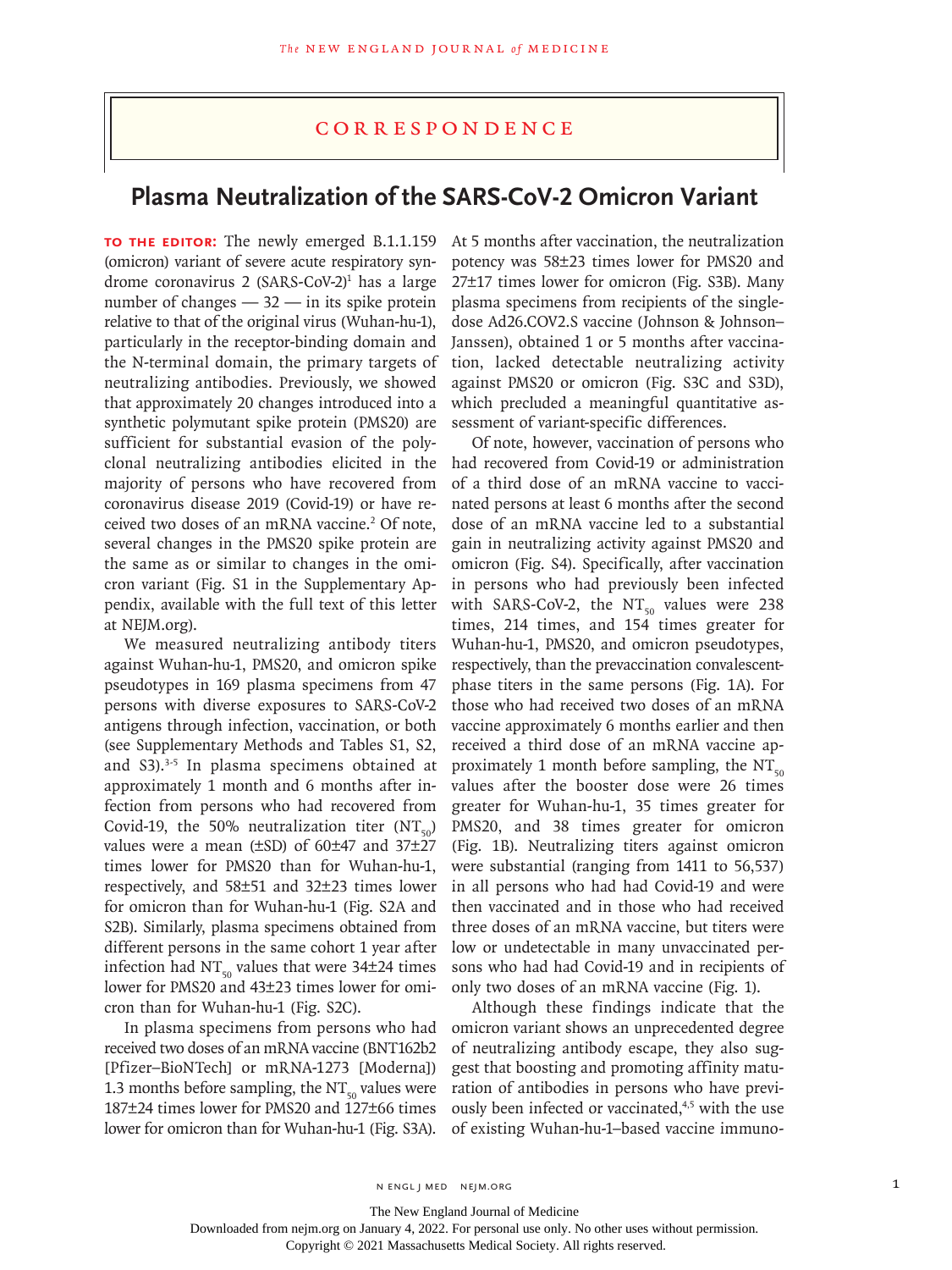# Correspondence

## Plasma Neutralization of the SARS-CoV-2 Omicron Variant

**TO THE EDITOR:** The newly emerged B.1.1.159 (omicron) variant of severe acute respiratory syndrome coronavirus 2 (SARS-CoV-2)[1] has a large number of changes — 32 — in its spike protein relative to that of the original virus (Wuhan-hu-1), particularly in the receptor-binding domain and the N-terminal domain, the primary targets of neutralizing antibodies. Previously, we showed that approximately 20 changes introduced into a synthetic polymutant spike protein (PMS20) are sufficient for substantial evasion of the polyclonal neutralizing antibodies elicited in the majority of persons who have recovered from coronavirus disease 2019 (Covid-19) or have received two doses of an mRNA vaccine.[2] Of note, several changes in the PMS20 spike protein are the same as or similar to changes in the omicron variant (Fig. S1 in the Supplementary Appendix, available with the full text of this letter at NEJM.org).

We measured neutralizing antibody titers against Wuhan-hu-1, PMS20, and omicron spike pseudotypes in 169 plasma specimens from 47 persons with diverse exposures to SARS-CoV-2 antigens through infection, vaccination, or both (see Supplementary Methods and Tables S1, S2, and S3).[3-5] In plasma specimens obtained at approximately 1 month and 6 months after infection from persons who had recovered from Covid-19, the 50% neutralization titer ($NT_{50}$) values were a mean (±SD) of 60±47 and 37±27 times lower for PMS20 than for Wuhan-hu-1, respectively, and 58±51 and 32±23 times lower for omicron than for Wuhan-hu-1 (Fig. S2A and S2B). Similarly, plasma specimens obtained from different persons in the same cohort 1 year after infection had $NT_{50}$ values that were 34±24 times lower for PMS20 and 43±23 times lower for omicron than for Wuhan-hu-1 (Fig. S2C).

In plasma specimens from persons who had received two doses of an mRNA vaccine (BNT162b2 [Pfizer–BioNTech] or mRNA-1273 [Moderna]) 1.3 months before sampling, the $NT_{50}$ values were 187±24 times lower for PMS20 and 127±66 times lower for omicron than for Wuhan-hu-1 (Fig. S3A). At 5 months after vaccination, the neutralization potency was 58±23 times lower for PMS20 and 27±17 times lower for omicron (Fig. S3B). Many plasma specimens from recipients of the single-dose Ad26.COV2.S vaccine (Johnson & Johnson–Janssen), obtained 1 or 5 months after vaccination, lacked detectable neutralizing activity against PMS20 or omicron (Fig. S3C and S3D), which precluded a meaningful quantitative assessment of variant-specific differences.

Of note, however, vaccination of persons who had recovered from Covid-19 or administration of a third dose of an mRNA vaccine to vaccinated persons at least 6 months after the second dose of an mRNA vaccine led to a substantial gain in neutralizing activity against PMS20 and omicron (Fig. S4). Specifically, after vaccination in persons who had previously been infected with SARS-CoV-2, the $NT_{50}$ values were 238 times, 214 times, and 154 times greater for Wuhan-hu-1, PMS20, and omicron pseudotypes, respectively, than the prevaccination convalescent-phase titers in the same persons (Fig. 1A). For those who had received two doses of an mRNA vaccine approximately 6 months earlier and then received a third dose of an mRNA vaccine approximately 1 month before sampling, the $NT_{50}$ values after the booster dose were 26 times greater for Wuhan-hu-1, 35 times greater for PMS20, and 38 times greater for omicron (Fig. 1B). Neutralizing titers against omicron were substantial (ranging from 1411 to 56,537) in all persons who had had Covid-19 and were then vaccinated and in those who had received three doses of an mRNA vaccine, but titers were low or undetectable in many unvaccinated persons who had had Covid-19 and in recipients of only two doses of an mRNA vaccine (Fig. 1).

Although these findings indicate that the omicron variant shows an unprecedented degree of neutralizing antibody escape, they also suggest that boosting and promoting affinity maturation of antibodies in persons who have previously been infected or vaccinated,[4,5] with the use of existing Wuhan-hu-1–based vaccine immuno-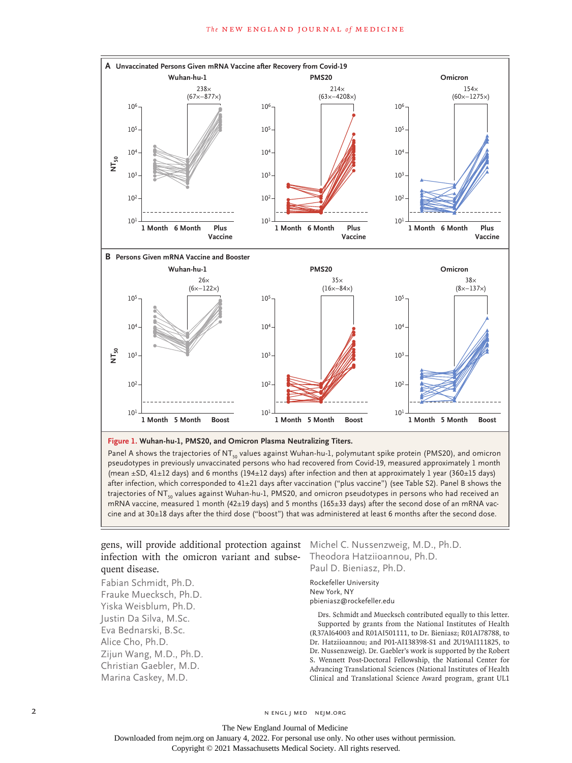**Figure 1. Wuhan-hu-1, PMS20, and Omicron Plasma Neutralizing Titers.**

Panel A shows the trajectories of $NT_{50}$ values against Wuhan-hu-1, polymutant spike protein (PMS20), and omicron pseudotypes in previously unvaccinated persons who had recovered from Covid-19, measured approximately 1 month (mean ±SD, 41±12 days) and 6 months (194±12 days) after infection and then at approximately 1 year (360±15 days) after infection, which corresponded to 41±21 days after vaccination ("plus vaccine") (see Table S2). Panel B shows the trajectories of $NT_{50}$ values against Wuhan-hu-1, PMS20, and omicron pseudotypes in persons who had received an mRNA vaccine, measured 1 month (42±19 days) and 5 months (165±33 days) after the second dose of an mRNA vaccine and at 30±18 days after the third dose ("boost") that was administered at least 6 months after the second dose.

gens, will provide additional protection against infection with the omicron variant and subsequent disease.

Fabian Schmidt, Ph.D.
Frauke Muecksch, Ph.D.
Yiska Weisblum, Ph.D.
Justin Da Silva, M.Sc.
Eva Bednarski, B.Sc.
Alice Cho, Ph.D.
Zijun Wang, M.D., Ph.D.
Christian Gaebler, M.D.
Marina Caskey, M.D.
Michel C. Nussenzweig, M.D., Ph.D.
Theodora Hatziioannou, Ph.D.
Paul D. Bieniasz, Ph.D.

Rockefeller University
New York, NY
pbieniasz@rockefeller.edu

Drs. Schmidt and Muecksch contributed equally to this letter.

Supported by grants from the National Institutes of Health (R37AI64003 and R01AI501111, to Dr. Bieniasz; R01AI78788, to Dr. Hatziioannou; and P01-AI138398-S1 and 2U19AI111825, to Dr. Nussenzweig). Dr. Gaebler's work is supported by the Robert S. Wennett Post-Doctoral Fellowship, the National Center for Advancing Translational Sciences (National Institutes of Health Clinical and Translational Science Award program, grant UL1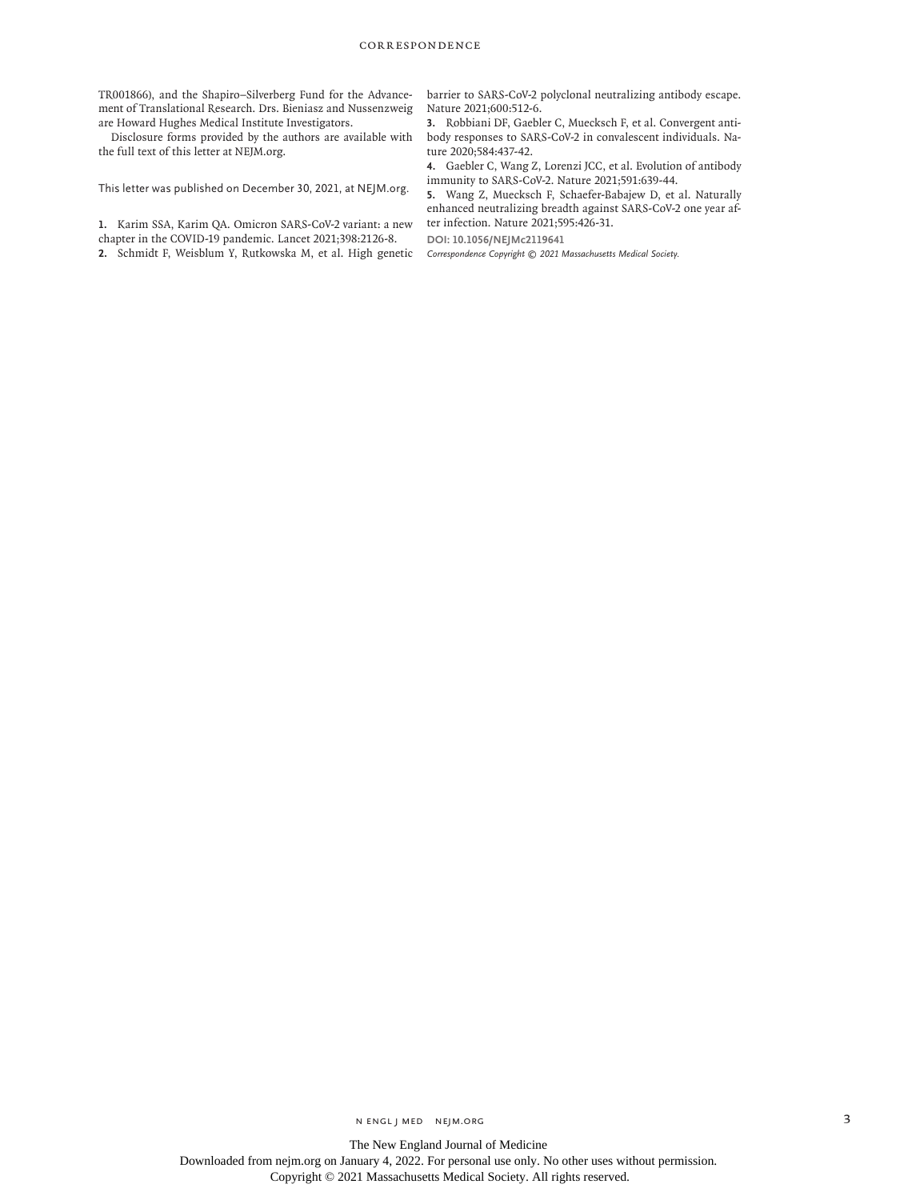TR001866), and the Shapiro–Silverberg Fund for the Advancement of Translational Research. Drs. Bieniasz and Nussenzweig are Howard Hughes Medical Institute Investigators.

Disclosure forms provided by the authors are available with the full text of this letter at NEJM.org.

This letter was published on December 30, 2021, at NEJM.org.

1. Karim SSA, Karim QA. Omicron SARS-CoV-2 variant: a new chapter in the COVID-19 pandemic. Lancet 2021;398:2126-8.
2. Schmidt F, Weisblum Y, Rutkowska M, et al. High genetic barrier to SARS-CoV-2 polyclonal neutralizing antibody escape. Nature 2021;600:512-6.
3. Robbiani DF, Gaebler C, Muecksch F, et al. Convergent antibody responses to SARS-CoV-2 in convalescent individuals. Nature 2020;584:437-42.
4. Gaebler C, Wang Z, Lorenzi JCC, et al. Evolution of antibody immunity to SARS-CoV-2. Nature 2021;591:639-44.
5. Wang Z, Muecksch F, Schaefer-Babajew D, et al. Naturally enhanced neutralizing breadth against SARS-CoV-2 one year after infection. Nature 2021;595:426-31.

DOI: 10.1056/NEJMc2119641

*Correspondence Copyright © 2021 Massachusetts Medical Society.*